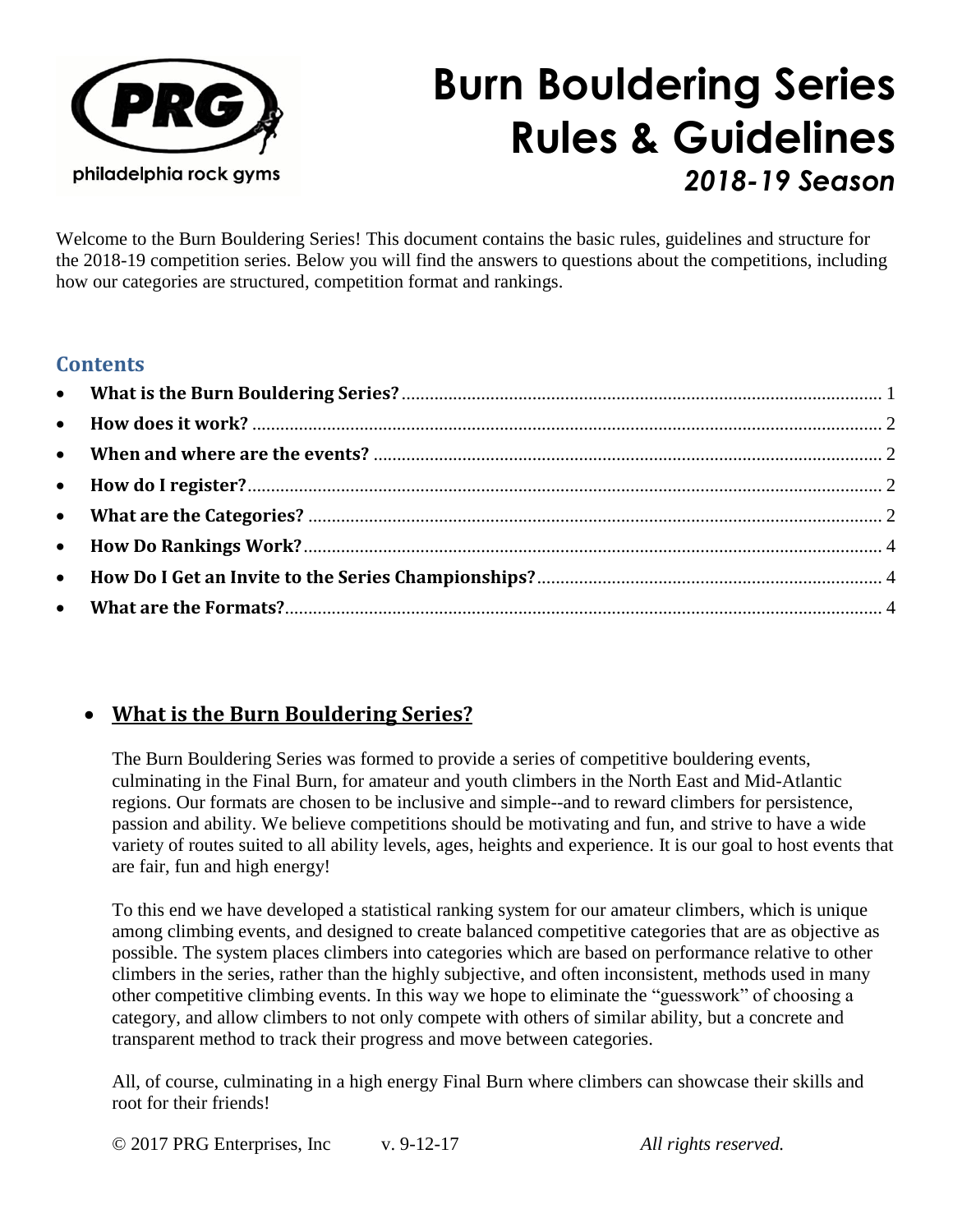philadelphia rock gyms

# Burn Bouldering Series Rules & Guidelines

### *2018-19 Season*

Welcome to the Burn Bouldering Series! This document contains the basic rules, guidelines and structure for the 2018-19 competition series. Below you will find the answers to questions about the competitions, including how our categories are structured, competition format and rankings.

## Contents

- **What is the Burn Bouldering Series?** ..... 1
- **How does it work?** ..... 2
- **When and where are the events?** ..... 2
- **How do I register?** ..... 2
- **What are the Categories?** ..... 2
- **How Do Rankings Work?** ..... 4
- **How Do I Get an Invite to the Series Championships?** ..... 4
- **What are the Formats?** ..... 4

## What is the Burn Bouldering Series?

The Burn Bouldering Series was formed to provide a series of competitive bouldering events, culminating in the Final Burn, for amateur and youth climbers in the North East and Mid-Atlantic regions. Our formats are chosen to be inclusive and simple--and to reward climbers for persistence, passion and ability. We believe competitions should be motivating and fun, and strive to have a wide variety of routes suited to all ability levels, ages, heights and experience. It is our goal to host events that are fair, fun and high energy!

To this end we have developed a statistical ranking system for our amateur climbers, which is unique among climbing events, and designed to create balanced competitive categories that are as objective as possible. The system places climbers into categories which are based on performance relative to other climbers in the series, rather than the highly subjective, and often inconsistent, methods used in many other competitive climbing events. In this way we hope to eliminate the "guesswork" of choosing a category, and allow climbers to not only compete with others of similar ability, but a concrete and transparent method to track their progress and move between categories.

All, of course, culminating in a high energy Final Burn where climbers can showcase their skills and root for their friends!

© 2017 PRG Enterprises, Inc v. 9-12-17 *All rights reserved.*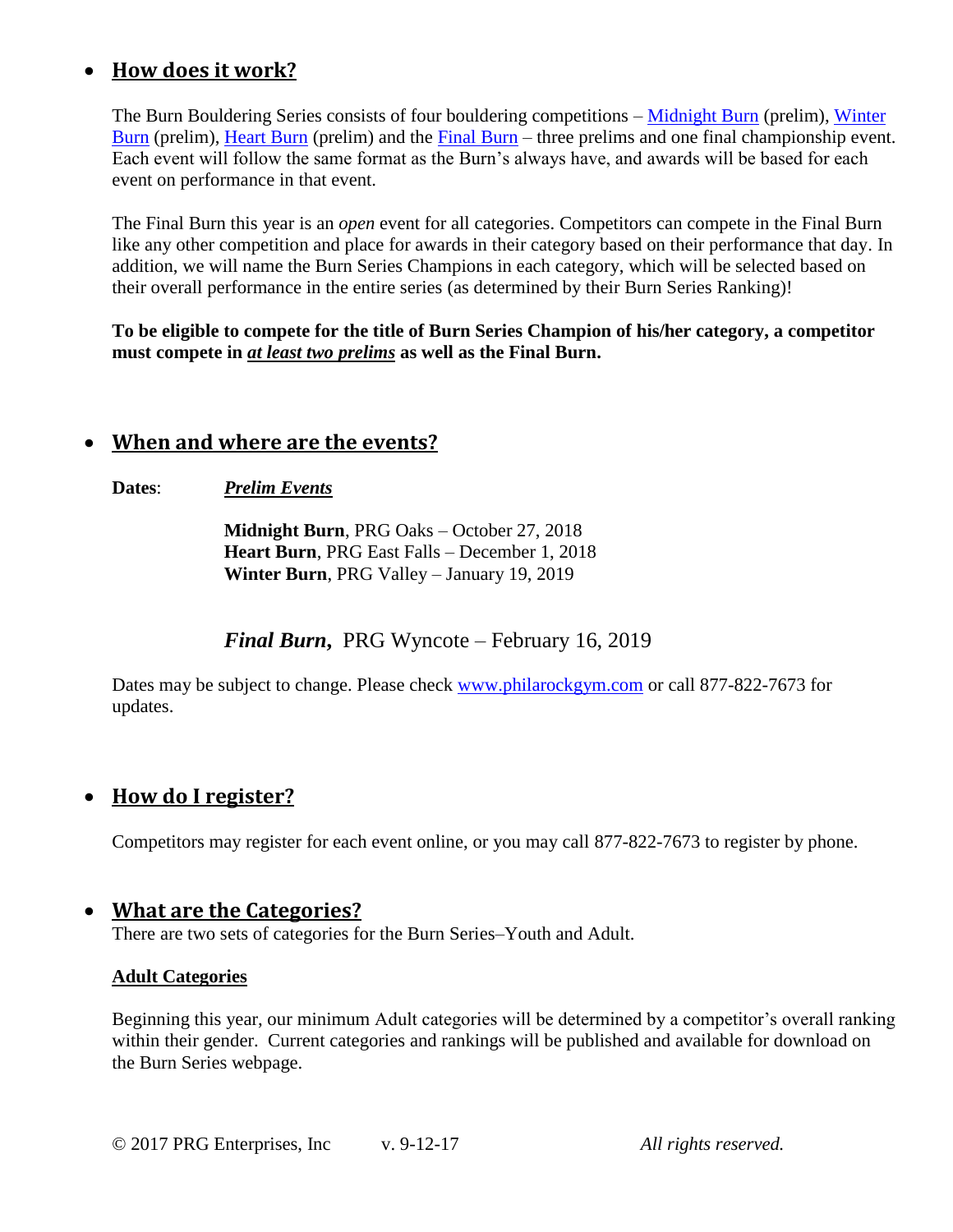- ## How does it work?

The Burn Bouldering Series consists of four bouldering competitions – [Midnight Burn](#) (prelim), [Winter Burn](#) (prelim), [Heart Burn](#) (prelim) and the [Final Burn](#) – three prelims and one final championship event. Each event will follow the same format as the Burn's always have, and awards will be based for each event on performance in that event.

The Final Burn this year is an *open* event for all categories. Competitors can compete in the Final Burn like any other competition and place for awards in their category based on their performance that day. In addition, we will name the Burn Series Champions in each category, which will be selected based on their overall performance in the entire series (as determined by their Burn Series Ranking)!

**To be eligible to compete for the title of Burn Series Champion of his/her category, a competitor must compete in *at least two prelims* as well as the Final Burn.**

- ## When and where are the events?

**Dates**: ***Prelim Events***

**Midnight Burn**, PRG Oaks – October 27, 2018
**Heart Burn**, PRG East Falls – December 1, 2018
**Winter Burn**, PRG Valley – January 19, 2019

***Final Burn***, PRG Wyncote – February 16, 2019

Dates may be subject to change. Please check [www.philarockgym.com](http://www.philarockgym.com) or call 877-822-7673 for updates.

- ## How do I register?

Competitors may register for each event online, or you may call 877-822-7673 to register by phone.

- ## What are the Categories?

There are two sets of categories for the Burn Series–Youth and Adult.

### Adult Categories

Beginning this year, our minimum Adult categories will be determined by a competitor's overall ranking within their gender. Current categories and rankings will be published and available for download on the Burn Series webpage.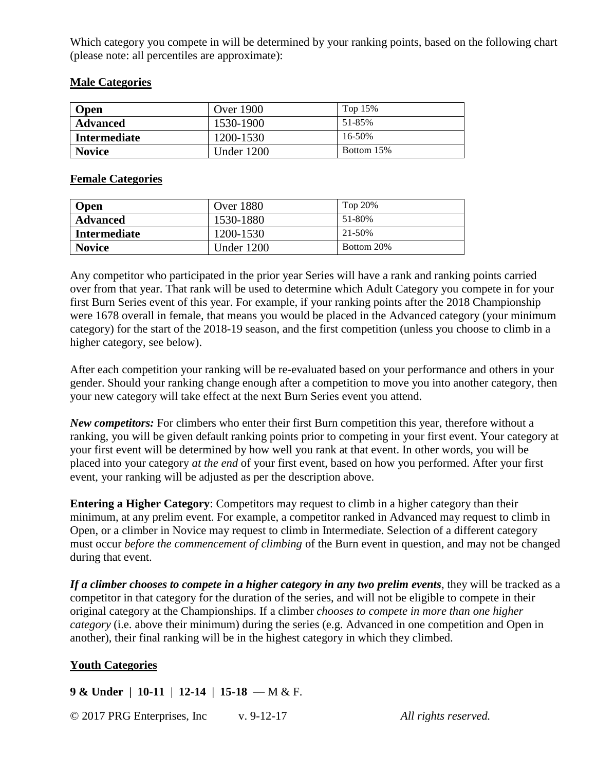Which category you compete in will be determined by your ranking points, based on the following chart (please note: all percentiles are approximate):

**Male Categories**

| Open | Over 1900 | Top 15% |
|---|---|---|
| **Advanced** | 1530-1900 | 51-85% |
| **Intermediate** | 1200-1530 | 16-50% |
| **Novice** | Under 1200 | Bottom 15% |

**Female Categories**

| Open | Over 1880 | Top 20% |
|---|---|---|
| **Advanced** | 1530-1880 | 51-80% |
| **Intermediate** | 1200-1530 | 21-50% |
| **Novice** | Under 1200 | Bottom 20% |

Any competitor who participated in the prior year Series will have a rank and ranking points carried over from that year. That rank will be used to determine which Adult Category you compete in for your first Burn Series event of this year. For example, if your ranking points after the 2018 Championship were 1678 overall in female, that means you would be placed in the Advanced category (your minimum category) for the start of the 2018-19 season, and the first competition (unless you choose to climb in a higher category, see below).

After each competition your ranking will be re-evaluated based on your performance and others in your gender. Should your ranking change enough after a competition to move you into another category, then your new category will take effect at the next Burn Series event you attend.

***New competitors:*** For climbers who enter their first Burn competition this year, therefore without a ranking, you will be given default ranking points prior to competing in your first event. Your category at your first event will be determined by how well you rank at that event. In other words, you will be placed into your category *at the end* of your first event, based on how you performed. After your first event, your ranking will be adjusted as per the description above.

**Entering a Higher Category**: Competitors may request to climb in a higher category than their minimum, at any prelim event. For example, a competitor ranked in Advanced may request to climb in Open, or a climber in Novice may request to climb in Intermediate. Selection of a different category must occur *before the commencement of climbing* of the Burn event in question, and may not be changed during that event.

***If a climber chooses to compete in a higher category in any two prelim events***, they will be tracked as a competitor in that category for the duration of the series, and will not be eligible to compete in their original category at the Championships. If a climber *chooses to compete in more than one higher category* (i.e. above their minimum) during the series (e.g. Advanced in one competition and Open in another), their final ranking will be in the highest category in which they climbed.

**Youth Categories**

**9 & Under | 10-11** | **12-14** | **15-18** — M & F.

© 2017 PRG Enterprises, Inc v. 9-12-17 *All rights reserved.*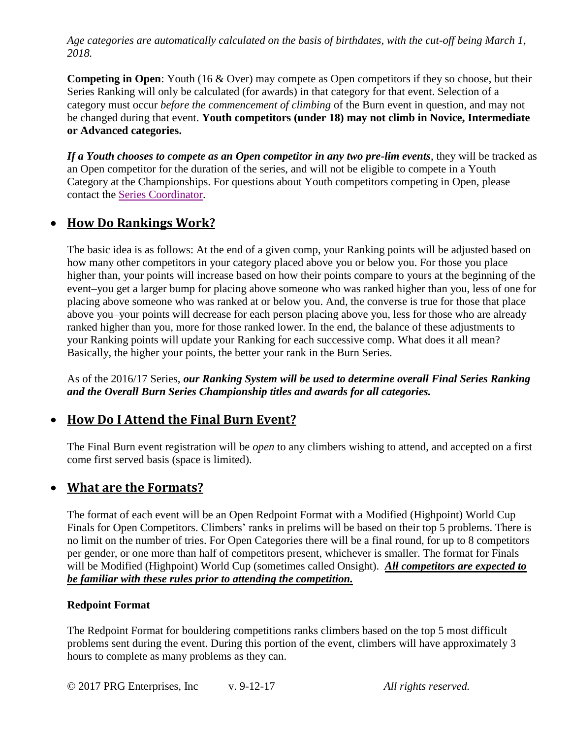*Age categories are automatically calculated on the basis of birthdates, with the cut-off being March 1, 2018.*

**Competing in Open**: Youth (16 & Over) may compete as Open competitors if they so choose, but their Series Ranking will only be calculated (for awards) in that category for that event. Selection of a category must occur *before the commencement of climbing* of the Burn event in question, and may not be changed during that event. **Youth competitors (under 18) may not climb in Novice, Intermediate or Advanced categories.**

***If a Youth chooses to compete as an Open competitor in any two pre-lim events***, they will be tracked as an Open competitor for the duration of the series, and will not be eligible to compete in a Youth Category at the Championships. For questions about Youth competitors competing in Open, please contact the Series Coordinator.

- ## How Do Rankings Work?

The basic idea is as follows: At the end of a given comp, your Ranking points will be adjusted based on how many other competitors in your category placed above you or below you. For those you place higher than, your points will increase based on how their points compare to yours at the beginning of the event–you get a larger bump for placing above someone who was ranked higher than you, less of one for placing above someone who was ranked at or below you. And, the converse is true for those that place above you–your points will decrease for each person placing above you, less for those who are already ranked higher than you, more for those ranked lower. In the end, the balance of these adjustments to your Ranking points will update your Ranking for each successive comp. What does it all mean? Basically, the higher your points, the better your rank in the Burn Series.

As of the 2016/17 Series, ***our Ranking System will be used to determine overall Final Series Ranking and the Overall Burn Series Championship titles and awards for all categories.***

- ## How Do I Attend the Final Burn Event?

The Final Burn event registration will be *open* to any climbers wishing to attend, and accepted on a first come first served basis (space is limited).

- ## What are the Formats?

The format of each event will be an Open Redpoint Format with a Modified (Highpoint) World Cup Finals for Open Competitors. Climbers' ranks in prelims will be based on their top 5 problems. There is no limit on the number of tries. For Open Categories there will be a final round, for up to 8 competitors per gender, or one more than half of competitors present, whichever is smaller. The format for Finals will be Modified (Highpoint) World Cup (sometimes called Onsight). ***All competitors are expected to be familiar with these rules prior to attending the competition.***

### Redpoint Format

The Redpoint Format for bouldering competitions ranks climbers based on the top 5 most difficult problems sent during the event. During this portion of the event, climbers will have approximately 3 hours to complete as many problems as they can.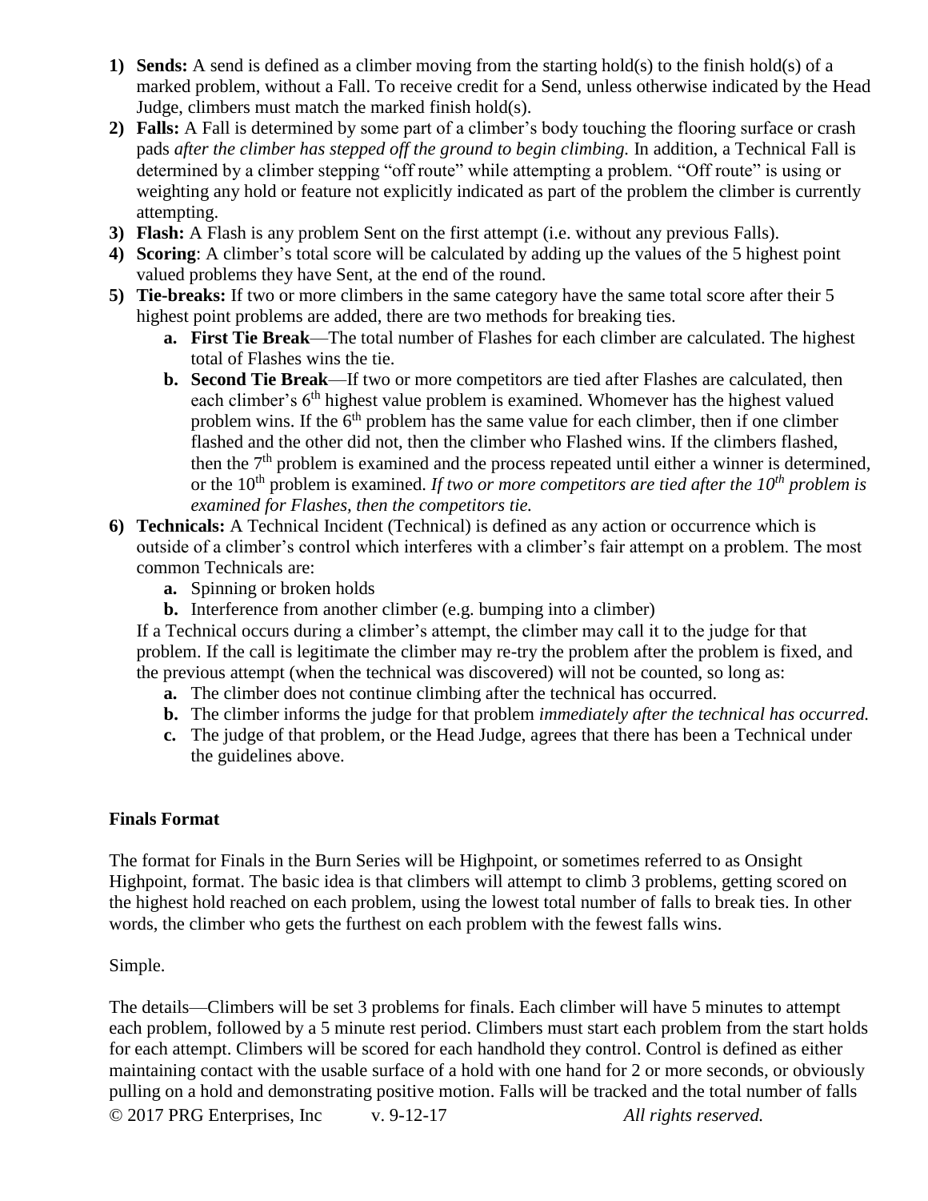1) **Sends:** A send is defined as a climber moving from the starting hold(s) to the finish hold(s) of a marked problem, without a Fall. To receive credit for a Send, unless otherwise indicated by the Head Judge, climbers must match the marked finish hold(s).
2) **Falls:** A Fall is determined by some part of a climber's body touching the flooring surface or crash pads *after the climber has stepped off the ground to begin climbing.* In addition, a Technical Fall is determined by a climber stepping "off route" while attempting a problem. "Off route" is using or weighting any hold or feature not explicitly indicated as part of the problem the climber is currently attempting.
3) **Flash:** A Flash is any problem Sent on the first attempt (i.e. without any previous Falls).
4) **Scoring**: A climber's total score will be calculated by adding up the values of the 5 highest point valued problems they have Sent, at the end of the round.
5) **Tie-breaks:** If two or more climbers in the same category have the same total score after their 5 highest point problems are added, there are two methods for breaking ties.
    a. **First Tie Break**—The total number of Flashes for each climber are calculated. The highest total of Flashes wins the tie.
    b. **Second Tie Break**—If two or more competitors are tied after Flashes are calculated, then each climber's 6th highest value problem is examined. Whomever has the highest valued problem wins. If the 6th problem has the same value for each climber, then if one climber flashed and the other did not, then the climber who Flashed wins. If the climbers flashed, then the 7th problem is examined and the process repeated until either a winner is determined, or the 10th problem is examined. *If two or more competitors are tied after the 10th problem is examined for Flashes, then the competitors tie.*
6) **Technicals:** A Technical Incident (Technical) is defined as any action or occurrence which is outside of a climber's control which interferes with a climber's fair attempt on a problem. The most common Technicals are:
    a. Spinning or broken holds
    b. Interference from another climber (e.g. bumping into a climber)

    If a Technical occurs during a climber's attempt, the climber may call it to the judge for that problem. If the call is legitimate the climber may re-try the problem after the problem is fixed, and the previous attempt (when the technical was discovered) will not be counted, so long as:
    a. The climber does not continue climbing after the technical has occurred.
    b. The climber informs the judge for that problem *immediately after the technical has occurred.*
    c. The judge of that problem, or the Head Judge, agrees that there has been a Technical under the guidelines above.

**Finals Format**

The format for Finals in the Burn Series will be Highpoint, or sometimes referred to as Onsight Highpoint, format. The basic idea is that climbers will attempt to climb 3 problems, getting scored on the highest hold reached on each problem, using the lowest total number of falls to break ties. In other words, the climber who gets the furthest on each problem with the fewest falls wins.

Simple.

The details—Climbers will be set 3 problems for finals. Each climber will have 5 minutes to attempt each problem, followed by a 5 minute rest period. Climbers must start each problem from the start holds for each attempt. Climbers will be scored for each handhold they control. Control is defined as either maintaining contact with the usable surface of a hold with one hand for 2 or more seconds, or obviously pulling on a hold and demonstrating positive motion. Falls will be tracked and the total number of falls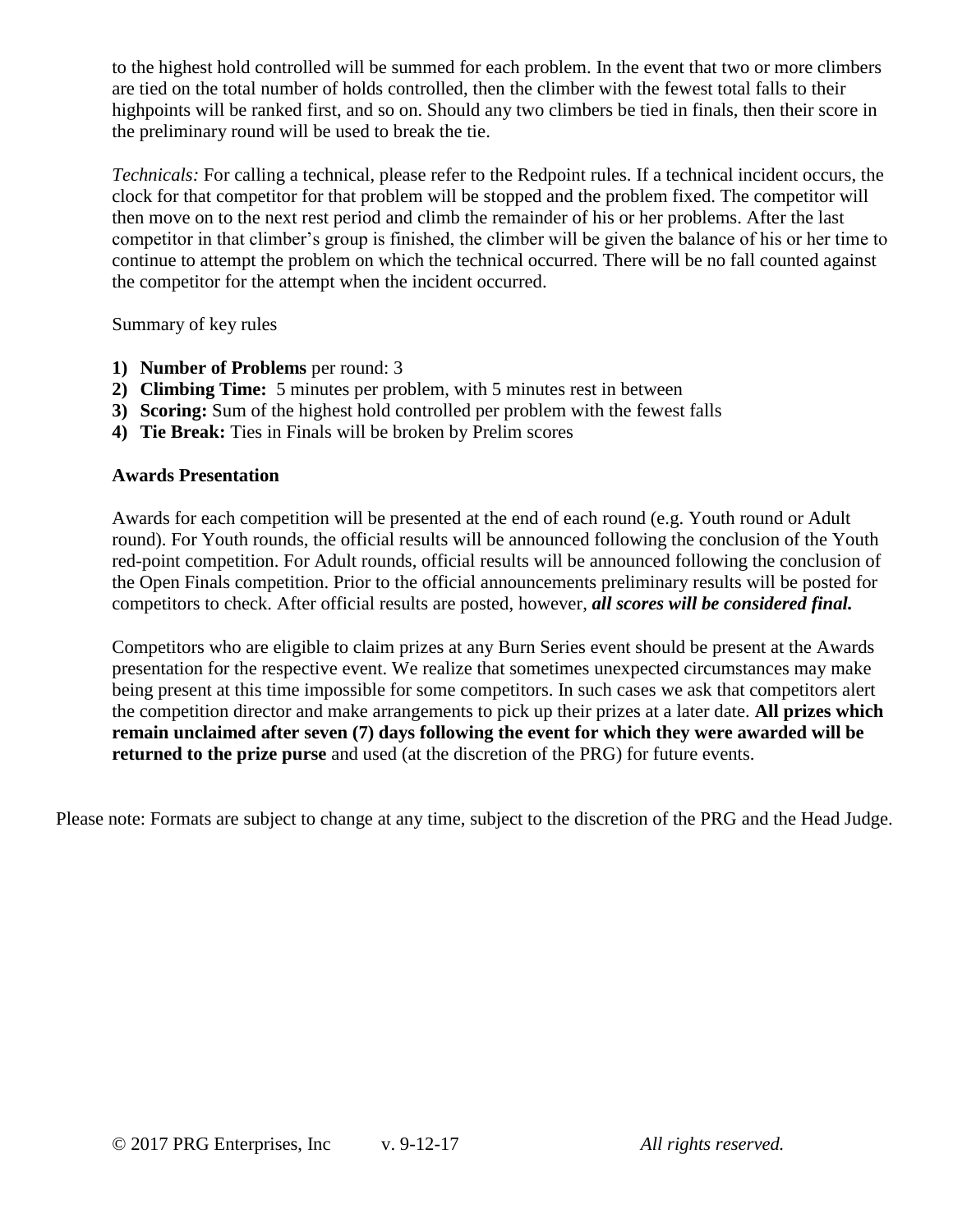to the highest hold controlled will be summed for each problem. In the event that two or more climbers are tied on the total number of holds controlled, then the climber with the fewest total falls to their highpoints will be ranked first, and so on. Should any two climbers be tied in finals, then their score in the preliminary round will be used to break the tie.

*Technicals:* For calling a technical, please refer to the Redpoint rules. If a technical incident occurs, the clock for that competitor for that problem will be stopped and the problem fixed. The competitor will then move on to the next rest period and climb the remainder of his or her problems. After the last competitor in that climber's group is finished, the climber will be given the balance of his or her time to continue to attempt the problem on which the technical occurred. There will be no fall counted against the competitor for the attempt when the incident occurred.

Summary of key rules

1) **Number of Problems** per round: 3
2) **Climbing Time:** 5 minutes per problem, with 5 minutes rest in between
3) **Scoring:** Sum of the highest hold controlled per problem with the fewest falls
4) **Tie Break:** Ties in Finals will be broken by Prelim scores

**Awards Presentation**

Awards for each competition will be presented at the end of each round (e.g. Youth round or Adult round). For Youth rounds, the official results will be announced following the conclusion of the Youth red-point competition. For Adult rounds, official results will be announced following the conclusion of the Open Finals competition. Prior to the official announcements preliminary results will be posted for competitors to check. After official results are posted, however, ***all scores will be considered final.***

Competitors who are eligible to claim prizes at any Burn Series event should be present at the Awards presentation for the respective event. We realize that sometimes unexpected circumstances may make being present at this time impossible for some competitors. In such cases we ask that competitors alert the competition director and make arrangements to pick up their prizes at a later date. **All prizes which remain unclaimed after seven (7) days following the event for which they were awarded will be returned to the prize purse** and used (at the discretion of the PRG) for future events.

Please note: Formats are subject to change at any time, subject to the discretion of the PRG and the Head Judge.

© 2017 PRG Enterprises, Inc v. 9-12-17 *All rights reserved.*